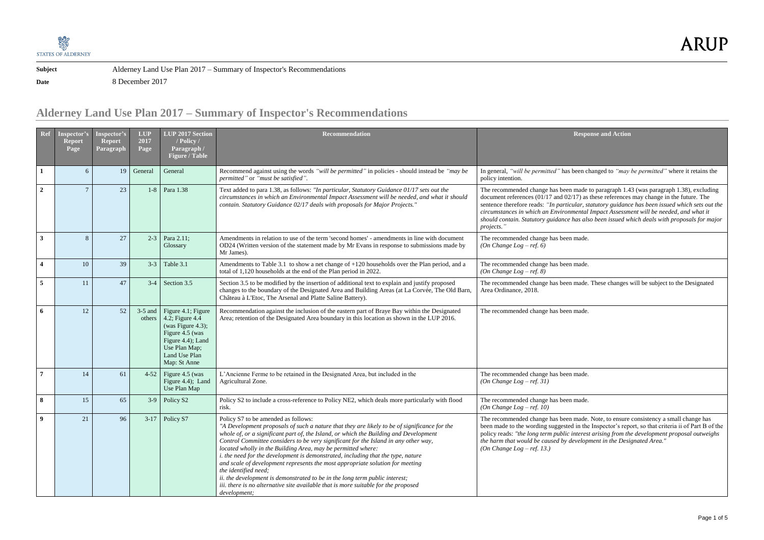**Subject** Alderney Land Use Plan 2017 – Summary of Inspector's Recommendations

**Date** 8 December 2017

# Alderney Land Use Plan 2017 – Summary of Inspector's Recommendations

| Ref | Inspector's Report Page | Inspector's Report Paragraph | LUP 2017 Page | LUP 2017 Section / Policy / Paragraph / Figure / Table | Recommendation | Response and Action |
|---|---|---|---|---|---|---|
| **1** | 6 | 19 | General | General | Recommend against using the words *"will be permitted"* in policies - should instead be *"may be permitted"* or *"must be satisfied"*. | In general, *"will be permitted"* has been changed to *"may be permitted"* where it retains the policy intention. |
| **2** | 7 | 23 | 1-8 | Para 1.38 | Text added to para 1.38, as follows: *"In particular, Statutory Guidance 01/17 sets out the circumstances in which an Environmental Impact Assessment will be needed, and what it should contain. Statutory Guidance 02/17 deals with proposals for Major Projects."* | The recommended change has been made to paragraph 1.43 (was paragraph 1.38), excluding document references (01/17 and 02/17) as these references may change in the future. The sentence therefore reads: *"In particular, statutory guidance has been issued which sets out the circumstances in which an Environmental Impact Assessment will be needed, and what it should contain. Statutory guidance has also been issued which deals with proposals for major projects."* |
| **3** | 8 | 27 | 2-3 | Para 2.11; Glossary | Amendments in relation to use of the term 'second homes' - amendments in line with document OD24 (Written version of the statement made by Mr Evans in response to submissions made by Mr James). | The recommended change has been made. *(On Change Log – ref. 6)* |
| **4** | 10 | 39 | 3-3 | Table 3.1 | Amendments to Table 3.1 to show a net change of +120 households over the Plan period, and a total of 1,120 households at the end of the Plan period in 2022. | The recommended change has been made. *(On Change Log – ref. 8)* |
| **5** | 11 | 47 | 3-4 | Section 3.5 | Section 3.5 to be modified by the insertion of additional text to explain and justify proposed changes to the boundary of the Designated Area and Building Areas (at La Corvée, The Old Barn, Château à L'Etoc, The Arsenal and Platte Saline Battery). | The recommended change has been made. These changes will be subject to the Designated Area Ordinance, 2018. |
| **6** | 12 | 52 | 3-5 and others | Figure 4.1; Figure 4.2; Figure 4.4 (was Figure 4.3); Figure 4.5 (was Figure 4.4); Land Use Plan Map; Land Use Plan Map: St Anne | Recommendation against the inclusion of the eastern part of Braye Bay within the Designated Area; retention of the Designated Area boundary in this location as shown in the LUP 2016. | The recommended change has been made. |
| **7** | 14 | 61 | 4-52 | Figure 4.5 (was Figure 4.4); Land Use Plan Map | L'Ancienne Ferme to be retained in the Designated Area, but included in the Agricultural Zone. | The recommended change has been made. *(On Change Log – ref. 31)* |
| **8** | 15 | 65 | 3-9 | Policy S2 | Policy S2 to include a cross-reference to Policy NE2, which deals more particularly with flood risk. | The recommended change has been made. *(On Change Log – ref. 10)* |
| **9** | 21 | 96 | 3-17 | Policy S7 | Policy S7 to be amended as follows: *"A Development proposals of such a nature that they are likely to be of significance for the whole of, or a significant part of, the Island, or which the Building and Development Control Committee considers to be very significant for the Island in any other way, located wholly in the Building Area, may be permitted where: i. the need for the development is demonstrated, including that the type, nature and scale of development represents the most appropriate solution for meeting the identified need; ii. the development is demonstrated to be in the long term public interest; iii. there is no alternative site available that is more suitable for the proposed development;* | The recommended change has been made. Note, to ensure consistency a small change has been made to the wording suggested in the Inspector's report, so that criteria ii of Part B of the policy reads: *"the long term public interest arising from the development proposal outweighs the harm that would be caused by development in the Designated Area." (On Change Log – ref. 13.)* |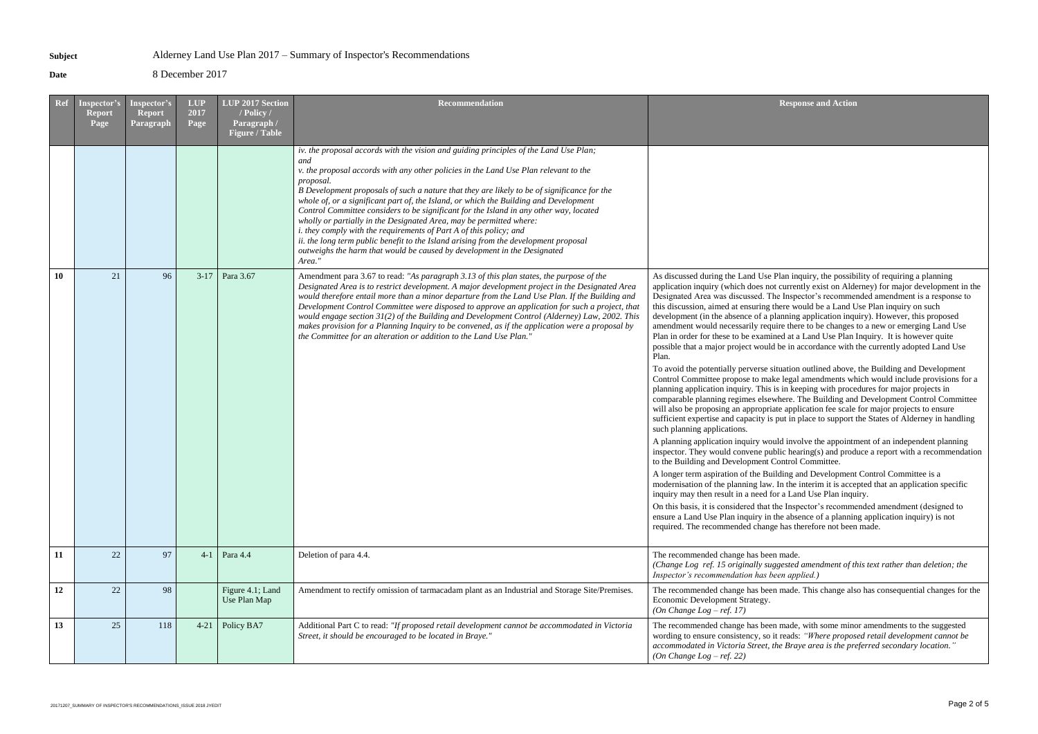**Subject** Alderney Land Use Plan 2017 – Summary of Inspector's Recommendations

**Date** 8 December 2017

| Ref | Inspector's Report Page | Inspector's Report Paragraph | LUP 2017 Page | LUP 2017 Section / Policy / Paragraph / Figure / Table | Recommendation | Response and Action |
|---|---|---|---|---|---|---|
| | | | | | *iv. the proposal accords with the vision and guiding principles of the Land Use Plan; and*<br>*v. the proposal accords with any other policies in the Land Use Plan relevant to the proposal.*<br>*B Development proposals of such a nature that they are likely to be of significance for the whole of, or a significant part of, the Island, or which the Building and Development Control Committee considers to be significant for the Island in any other way, located wholly or partially in the Designated Area, may be permitted where:*<br>*i. they comply with the requirements of Part A of this policy; and*<br>*ii. the long term public benefit to the Island arising from the development proposal outweighs the harm that would be caused by development in the Designated Area."* | |
| **10** | 21 | 96 | 3-17 | Para 3.67 | Amendment para 3.67 to read: *"As paragraph 3.13 of this plan states, the purpose of the Designated Area is to restrict development. A major development project in the Designated Area would therefore entail more than a minor departure from the Land Use Plan. If the Building and Development Control Committee were disposed to approve an application for such a project, that would engage section 31(2) of the Building and Development Control (Alderney) Law, 2002. This makes provision for a Planning Inquiry to be convened, as if the application were a proposal by the Committee for an alteration or addition to the Land Use Plan."* | As discussed during the Land Use Plan inquiry, the possibility of requiring a planning application inquiry (which does not currently exist on Alderney) for major development in the Designated Area was discussed. The Inspector's recommended amendment is a response to this discussion, aimed at ensuring there would be a Land Use Plan inquiry on such development (in the absence of a planning application inquiry). However, this proposed amendment would necessarily require there to be changes to a new or emerging Land Use Plan in order for these to be examined at a Land Use Plan Inquiry. It is however quite possible that a major project would be in accordance with the currently adopted Land Use Plan.<br><br>To avoid the potentially perverse situation outlined above, the Building and Development Control Committee propose to make legal amendments which would include provisions for a planning application inquiry. This is in keeping with procedures for major projects in comparable planning regimes elsewhere. The Building and Development Control Committee will also be proposing an appropriate application fee scale for major projects to ensure sufficient expertise and capacity is put in place to support the States of Alderney in handling such planning applications.<br><br>A planning application inquiry would involve the appointment of an independent planning inspector. They would convene public hearing(s) and produce a report with a recommendation to the Building and Development Control Committee.<br><br>A longer term aspiration of the Building and Development Control Committee is a modernisation of the planning law. In the interim it is accepted that an application specific inquiry may then result in a need for a Land Use Plan inquiry.<br><br>On this basis, it is considered that the Inspector's recommended amendment (designed to ensure a Land Use Plan inquiry in the absence of a planning application inquiry) is not required. The recommended change has therefore not been made. |
| **11** | 22 | 97 | 4-1 | Para 4.4 | Deletion of para 4.4. | The recommended change has been made.<br>*(Change Log ref. 15 originally suggested amendment of this text rather than deletion; the Inspector's recommendation has been applied.)* |
| **12** | 22 | 98 | | Figure 4.1; Land Use Plan Map | Amendment to rectify omission of tarmacadam plant as an Industrial and Storage Site/Premises. | The recommended change has been made. This change also has consequential changes for the Economic Development Strategy.<br>*(On Change Log – ref. 17)* |
| **13** | 25 | 118 | 4-21 | Policy BA7 | Additional Part C to read: *"If proposed retail development cannot be accommodated in Victoria Street, it should be encouraged to be located in Braye."* | The recommended change has been made, with some minor amendments to the suggested wording to ensure consistency, so it reads: *"Where proposed retail development cannot be accommodated in Victoria Street, the Braye area is the preferred secondary location."*<br>*(On Change Log – ref. 22)* |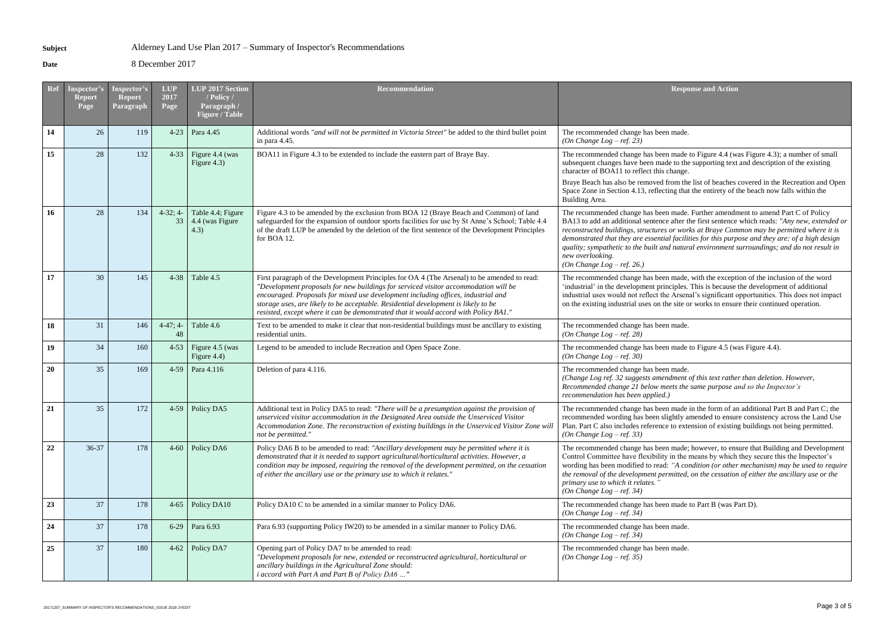**Subject** Alderney Land Use Plan 2017 – Summary of Inspector's Recommendations

**Date** 8 December 2017

| Ref | Inspector's Report Page | Inspector's Report Paragraph | LUP 2017 Page | LUP 2017 Section / Policy / Paragraph / Figure / Table | Recommendation | Response and Action |
|---|---|---|---|---|---|---|
| **14** | 26 | 119 | 4-23 | Para 4.45 | Additional words *"and will not be permitted in Victoria Street"* be added to the third bullet point in para 4.45. | The recommended change has been made.<br>*(On Change Log – ref. 23)* |
| **15** | 28 | 132 | 4-33 | Figure 4.4 (was Figure 4.3) | BOA11 in Figure 4.3 to be extended to include the eastern part of Braye Bay. | The recommended change has been made to Figure 4.4 (was Figure 4.3); a number of small subsequent changes have been made to the supporting text and description of the existing character of BOA11 to reflect this change.<br>Braye Beach has also be removed from the list of beaches covered in the Recreation and Open Space Zone in Section 4.13, reflecting that the entirety of the beach now falls within the Building Area. |
| **16** | 28 | 134 | 4-32; 4-33 | Table 4.4; Figure 4.4 (was Figure 4.3) | Figure 4.3 to be amended by the exclusion from BOA 12 (Braye Beach and Common) of land safeguarded for the expansion of outdoor sports facilities for use by St Anne's School; Table 4.4 of the draft LUP be amended by the deletion of the first sentence of the Development Principles for BOA 12. | The recommended change has been made. Further amendment to amend Part C of Policy BA13 to add an additional sentence after the first sentence which reads: *"Any new, extended or reconstructed buildings, structures or works at Braye Common may be permitted where it is demonstrated that they are essential facilities for this purpose and they are: of a high design quality; sympathetic to the built and natural environment surroundings; and do not result in new overlooking.*<br>*(On Change Log – ref. 26.)* |
| **17** | 30 | 145 | 4-38 | Table 4.5 | First paragraph of the Development Principles for OA 4 (The Arsenal) to be amended to read: *"Development proposals for new buildings for serviced visitor accommodation will be encouraged. Proposals for mixed use development including offices, industrial and storage uses, are likely to be acceptable. Residential development is likely to be resisted, except where it can be demonstrated that it would accord with Policy BA1."* | The recommended change has been made, with the exception of the inclusion of the word 'industrial' in the development principles. This is because the development of additional industrial uses would not reflect the Arsenal's significant opportunities. This does not impact on the existing industrial uses on the site or works to ensure their continued operation. |
| **18** | 31 | 146 | 4-47; 4-48 | Table 4.6 | Text to be amended to make it clear that non-residential buildings must be ancillary to existing residential units. | The recommended change has been made.<br>*(On Change Log – ref. 28)* |
| **19** | 34 | 160 | 4-53 | Figure 4.5 (was Figure 4.4) | Legend to be amended to include Recreation and Open Space Zone. | The recommended change has been made to Figure 4.5 (was Figure 4.4).<br>*(On Change Log – ref. 30)* |
| **20** | 35 | 169 | 4-59 | Para 4.116 | Deletion of para 4.116. | The recommended change has been made.<br>*(Change Log ref. 32 suggests amendment of this text rather than deletion. However, Recommended change 21 below meets the same purpose and so the Inspector's recommendation has been applied.)* |
| **21** | 35 | 172 | 4-59 | Policy DA5 | Additional text in Policy DA5 to read: *"There will be a presumption against the provision of unserviced visitor accommodation in the Designated Area outside the Unserviced Visitor Accommodation Zone. The reconstruction of existing buildings in the Unserviced Visitor Zone will not be permitted."* | The recommended change has been made in the form of an additional Part B and Part C; the recommended wording has been slightly amended to ensure consistency across the Land Use Plan. Part C also includes reference to extension of existing buildings not being permitted.<br>*(On Change Log – ref. 33)* |
| **22** | 36-37 | 178 | 4-60 | Policy DA6 | Policy DA6 B to be amended to read: *"Ancillary development may be permitted where it is demonstrated that it is needed to support agricultural/horticultural activities. However, a condition may be imposed, requiring the removal of the development permitted, on the cessation of either the ancillary use or the primary use to which it relates."* | The recommended change has been made; however, to ensure that Building and Development Control Committee have flexibility in the means by which they secure this the Inspector's wording has been modified to read: *"A condition (or other mechanism) may be used to require the removal of the development permitted, on the cessation of either the ancillary use or the primary use to which it relates."*<br>*(On Change Log – ref. 34)* |
| **23** | 37 | 178 | 4-65 | Policy DA10 | Policy DA10 C to be amended in a similar manner to Policy DA6. | The recommended change has been made to Part B (was Part D).<br>*(On Change Log – ref. 34)* |
| **24** | 37 | 178 | 6-29 | Para 6.93 | Para 6.93 (supporting Policy IW20) to be amended in a similar manner to Policy DA6. | The recommended change has been made.<br>*(On Change Log – ref. 34)* |
| **25** | 37 | 180 | 4-62 | Policy DA7 | Opening part of Policy DA7 to be amended to read:<br>*"Development proposals for new, extended or reconstructed agricultural, horticultural or ancillary buildings in the Agricultural Zone should:*<br>*i accord with Part A and Part B of Policy DA6 …"* | The recommended change has been made.<br>*(On Change Log – ref. 35)* |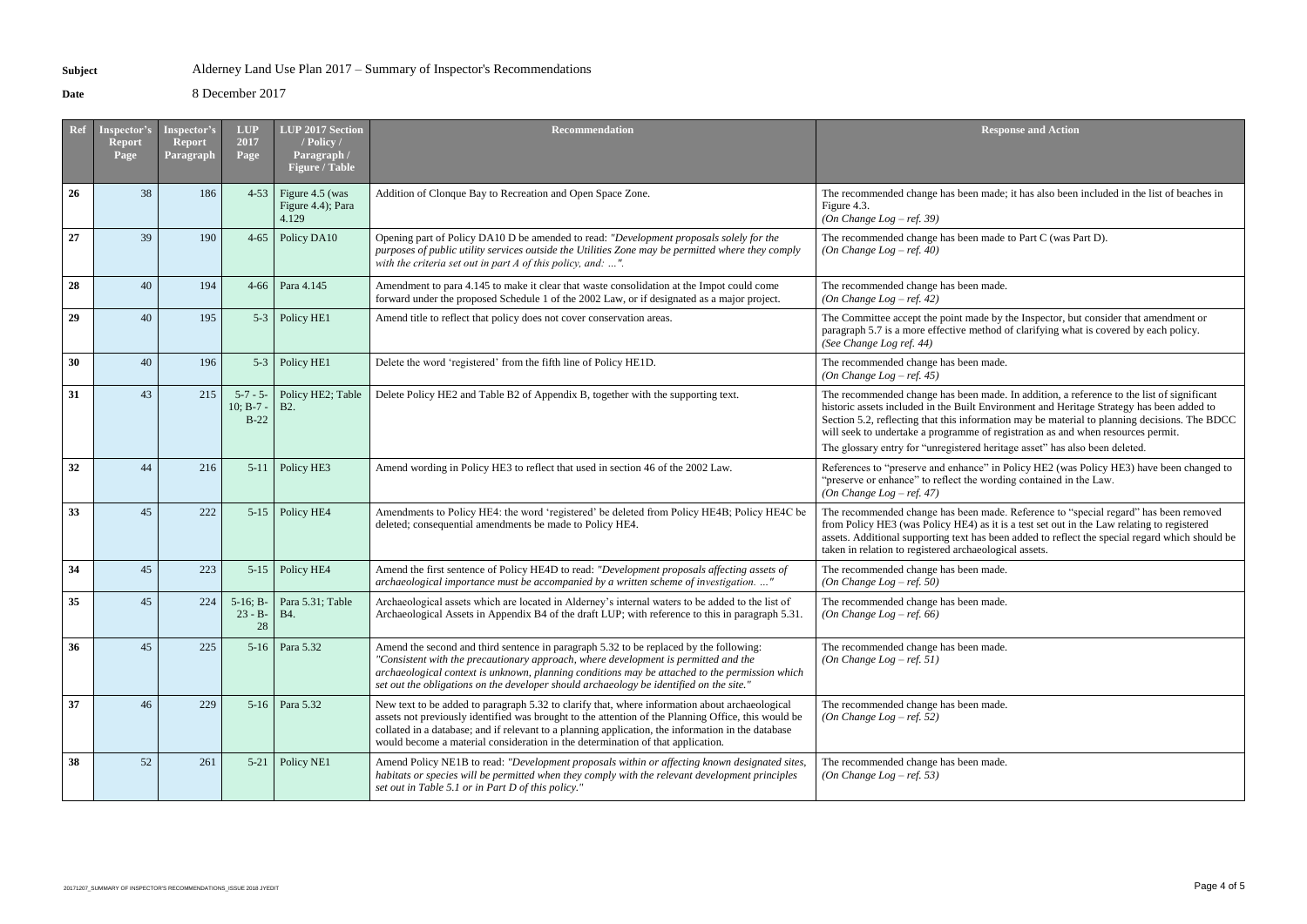**Subject** Alderney Land Use Plan 2017 – Summary of Inspector's Recommendations

**Date** 8 December 2017

| Ref | Inspector's Report Page | Inspector's Report Paragraph | LUP 2017 Page | LUP 2017 Section / Policy / Paragraph / Figure / Table | Recommendation | Response and Action |
|---|---|---|---|---|---|---|
| **26** | 38 | 186 | 4-53 | Figure 4.5 (was Figure 4.4); Para 4.129 | Addition of Clonque Bay to Recreation and Open Space Zone. | The recommended change has been made; it has also been included in the list of beaches in Figure 4.3.<br>*(On Change Log – ref. 39)* |
| **27** | 39 | 190 | 4-65 | Policy DA10 | Opening part of Policy DA10 D be amended to read: *"Development proposals solely for the purposes of public utility services outside the Utilities Zone may be permitted where they comply with the criteria set out in part A of this policy, and: …".* | The recommended change has been made to Part C (was Part D).<br>*(On Change Log – ref. 40)* |
| **28** | 40 | 194 | 4-66 | Para 4.145 | Amendment to para 4.145 to make it clear that waste consolidation at the Impot could come forward under the proposed Schedule 1 of the 2002 Law, or if designated as a major project. | The recommended change has been made.<br>*(On Change Log – ref. 42)* |
| **29** | 40 | 195 | 5-3 | Policy HE1 | Amend title to reflect that policy does not cover conservation areas. | The Committee accept the point made by the Inspector, but consider that amendment or paragraph 5.7 is a more effective method of clarifying what is covered by each policy.<br>*(See Change Log ref. 44)* |
| **30** | 40 | 196 | 5-3 | Policy HE1 | Delete the word 'registered' from the fifth line of Policy HE1D. | The recommended change has been made.<br>*(On Change Log – ref. 45)* |
| **31** | 43 | 215 | 5-7 - 5-10; B-7 - B-22 | Policy HE2; Table B2. | Delete Policy HE2 and Table B2 of Appendix B, together with the supporting text. | The recommended change has been made. In addition, a reference to the list of significant historic assets included in the Built Environment and Heritage Strategy has been added to Section 5.2, reflecting that this information may be material to planning decisions. The BDCC will seek to undertake a programme of registration as and when resources permit.<br>The glossary entry for "unregistered heritage asset" has also been deleted. |
| **32** | 44 | 216 | 5-11 | Policy HE3 | Amend wording in Policy HE3 to reflect that used in section 46 of the 2002 Law. | References to "preserve and enhance" in Policy HE2 (was Policy HE3) have been changed to "preserve or enhance" to reflect the wording contained in the Law.<br>*(On Change Log – ref. 47)* |
| **33** | 45 | 222 | 5-15 | Policy HE4 | Amendments to Policy HE4: the word 'registered' be deleted from Policy HE4B; Policy HE4C be deleted; consequential amendments be made to Policy HE4. | The recommended change has been made. Reference to "special regard" has been removed from Policy HE3 (was Policy HE4) as it is a test set out in the Law relating to registered assets. Additional supporting text has been added to reflect the special regard which should be taken in relation to registered archaeological assets. |
| **34** | 45 | 223 | 5-15 | Policy HE4 | Amend the first sentence of Policy HE4D to read: *"Development proposals affecting assets of archaeological importance must be accompanied by a written scheme of investigation. …"* | The recommended change has been made.<br>*(On Change Log – ref. 50)* |
| **35** | 45 | 224 | 5-16; B-23 - B-28 | Para 5.31; Table B4. | Archaeological assets which are located in Alderney's internal waters to be added to the list of Archaeological Assets in Appendix B4 of the draft LUP; with reference to this in paragraph 5.31. | The recommended change has been made.<br>*(On Change Log – ref. 66)* |
| **36** | 45 | 225 | 5-16 | Para 5.32 | Amend the second and third sentence in paragraph 5.32 to be replaced by the following: *"Consistent with the precautionary approach, where development is permitted and the archaeological context is unknown, planning conditions may be attached to the permission which set out the obligations on the developer should archaeology be identified on the site."* | The recommended change has been made.<br>*(On Change Log – ref. 51)* |
| **37** | 46 | 229 | 5-16 | Para 5.32 | New text to be added to paragraph 5.32 to clarify that, where information about archaeological assets not previously identified was brought to the attention of the Planning Office, this would be collated in a database; and if relevant to a planning application, the information in the database would become a material consideration in the determination of that application. | The recommended change has been made.<br>*(On Change Log – ref. 52)* |
| **38** | 52 | 261 | 5-21 | Policy NE1 | Amend Policy NE1B to read: *"Development proposals within or affecting known designated sites, habitats or species will be permitted when they comply with the relevant development principles set out in Table 5.1 or in Part D of this policy."* | The recommended change has been made.<br>*(On Change Log – ref. 53)* |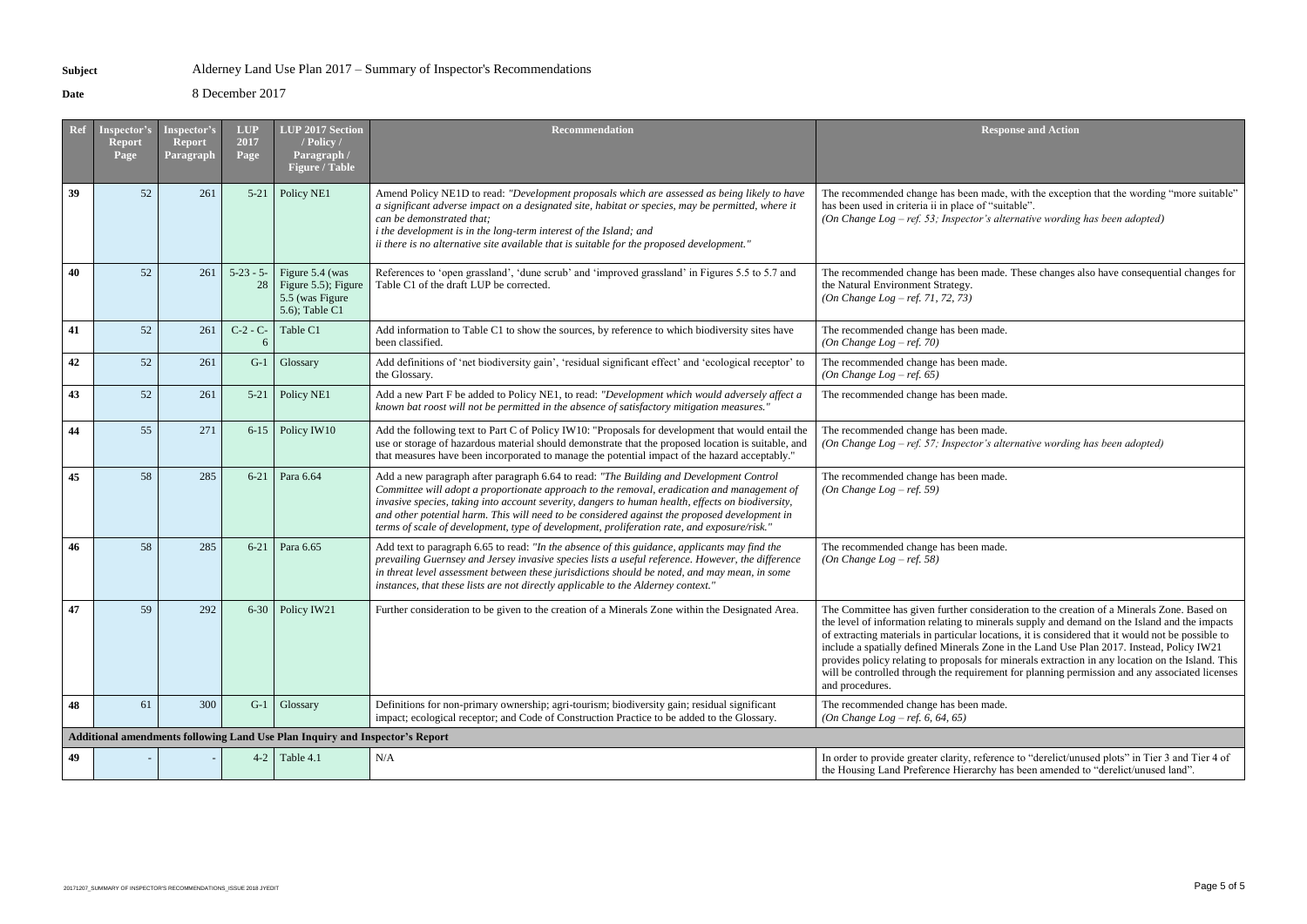**Subject** Alderney Land Use Plan 2017 – Summary of Inspector's Recommendations

**Date** 8 December 2017

| Ref | Inspector's Report Page | Inspector's Report Paragraph | LUP 2017 Page | LUP 2017 Section / Policy / Paragraph / Figure / Table | Recommendation | Response and Action |
|---|---|---|---|---|---|---|
| 39 | 52 | 261 | 5-21 | Policy NE1 | Amend Policy NE1D to read: *"Development proposals which are assessed as being likely to have a significant adverse impact on a designated site, habitat or species, may be permitted, where it can be demonstrated that; i the development is in the long-term interest of the Island; and ii there is no alternative site available that is suitable for the proposed development."* | The recommended change has been made, with the exception that the wording "more suitable" has been used in criteria ii in place of "suitable". *(On Change Log – ref. 53; Inspector's alternative wording has been adopted)* |
| 40 | 52 | 261 | 5-23 - 5-28 | Figure 5.4 (was Figure 5.5); Figure 5.5 (was Figure 5.6); Table C1 | References to 'open grassland', 'dune scrub' and 'improved grassland' in Figures 5.5 to 5.7 and Table C1 of the draft LUP be corrected. | The recommended change has been made. These changes also have consequential changes for the Natural Environment Strategy. *(On Change Log – ref. 71, 72, 73)* |
| 41 | 52 | 261 | C-2 - C-6 | Table C1 | Add information to Table C1 to show the sources, by reference to which biodiversity sites have been classified. | The recommended change has been made. *(On Change Log – ref. 70)* |
| 42 | 52 | 261 | G-1 | Glossary | Add definitions of 'net biodiversity gain', 'residual significant effect' and 'ecological receptor' to the Glossary. | The recommended change has been made. *(On Change Log – ref. 65)* |
| 43 | 52 | 261 | 5-21 | Policy NE1 | Add a new Part F be added to Policy NE1, to read: *"Development which would adversely affect a known bat roost will not be permitted in the absence of satisfactory mitigation measures."* | The recommended change has been made. |
| 44 | 55 | 271 | 6-15 | Policy IW10 | Add the following text to Part C of Policy IW10: "Proposals for development that would entail the use or storage of hazardous material should demonstrate that the proposed location is suitable, and that measures have been incorporated to manage the potential impact of the hazard acceptably." | The recommended change has been made. *(On Change Log – ref. 57; Inspector's alternative wording has been adopted)* |
| 45 | 58 | 285 | 6-21 | Para 6.64 | Add a new paragraph after paragraph 6.64 to read: *"The Building and Development Control Committee will adopt a proportionate approach to the removal, eradication and management of invasive species, taking into account severity, dangers to human health, effects on biodiversity, and other potential harm. This will need to be considered against the proposed development in terms of scale of development, type of development, proliferation rate, and exposure/risk."* | The recommended change has been made. *(On Change Log – ref. 59)* |
| 46 | 58 | 285 | 6-21 | Para 6.65 | Add text to paragraph 6.65 to read: *"In the absence of this guidance, applicants may find the prevailing Guernsey and Jersey invasive species lists a useful reference. However, the difference in threat level assessment between these jurisdictions should be noted, and may mean, in some instances, that these lists are not directly applicable to the Alderney context."* | The recommended change has been made. *(On Change Log – ref. 58)* |
| 47 | 59 | 292 | 6-30 | Policy IW21 | Further consideration to be given to the creation of a Minerals Zone within the Designated Area. | The Committee has given further consideration to the creation of a Minerals Zone. Based on the level of information relating to minerals supply and demand on the Island and the impacts of extracting materials in particular locations, it is considered that it would not be possible to include a spatially defined Minerals Zone in the Land Use Plan 2017. Instead, Policy IW21 provides policy relating to proposals for minerals extraction in any location on the Island. This will be controlled through the requirement for planning permission and any associated licenses and procedures. |
| 48 | 61 | 300 | G-1 | Glossary | Definitions for non-primary ownership; agri-tourism; biodiversity gain; residual significant impact; ecological receptor; and Code of Construction Practice to be added to the Glossary. | The recommended change has been made. *(On Change Log – ref. 6, 64, 65)* |
| **Additional amendments following Land Use Plan Inquiry and Inspector's Report** | | | | | | |
| 49 | - | - | 4-2 | Table 4.1 | N/A | In order to provide greater clarity, reference to "derelict/unused plots" in Tier 3 and Tier 4 of the Housing Land Preference Hierarchy has been amended to "derelict/unused land". |